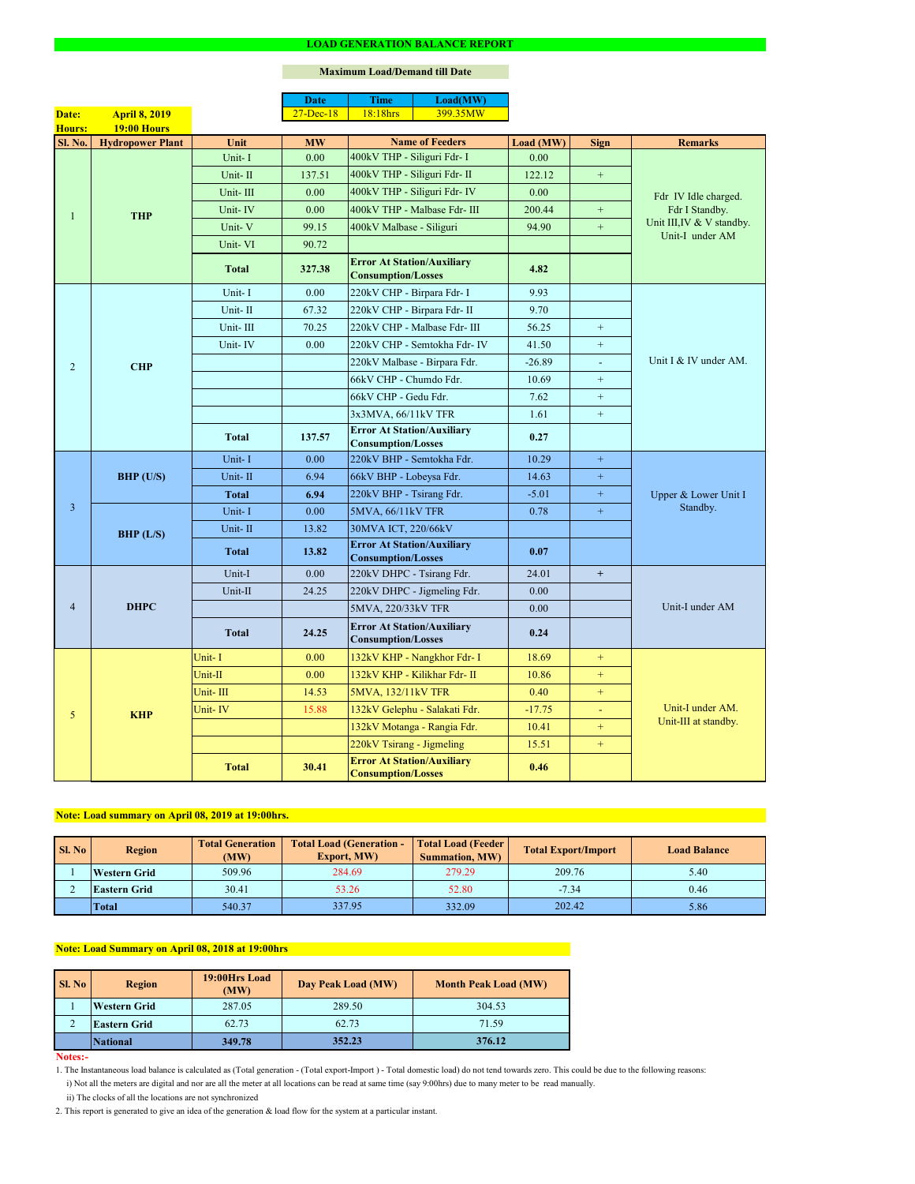# LOAD GENERATION BALANCE REPORT

**Maximum Load/Demand till Date**

| Date | Time | Load(MW) |
|---|---|---|
| 27-Dec-18 | 18:18hrs | 399.35MW |

**Date:** April 8, 2019
**Hours:** 19:00 Hours

| Sl. No. | Hydropower Plant | Unit | MW | Name of Feeders | Load (MW) | Sign | Remarks |
|---|---|---|---|---|---|---|---|
| 1 | THP | Unit- I | 0.00 | 400kV THP - Siliguri Fdr- I | 0.00 | | Fdr IV Idle charged. Fdr I Standby. Unit III,IV & V standby. Unit-I under AM |
| | | Unit- II | 137.51 | 400kV THP - Siliguri Fdr- II | 122.12 | + | |
| | | Unit- III | 0.00 | 400kV THP - Siliguri Fdr- IV | 0.00 | | |
| | | Unit- IV | 0.00 | 400kV THP - Malbase Fdr- III | 200.44 | + | |
| | | Unit- V | 99.15 | 400kV Malbase - Siliguri | 94.90 | + | |
| | | Unit- VI | 90.72 | | | | |
| | | **Total** | **327.38** | **Error At Station/Auxiliary Consumption/Losses** | **4.82** | | |
| 2 | CHP | Unit- I | 0.00 | 220kV CHP - Birpara Fdr- I | 9.93 | | Unit I & IV under AM. |
| | | Unit- II | 67.32 | 220kV CHP - Birpara Fdr- II | 9.70 | | |
| | | Unit- III | 70.25 | 220kV CHP - Malbase Fdr- III | 56.25 | + | |
| | | Unit- IV | 0.00 | 220kV CHP - Semtokha Fdr- IV | 41.50 | + | |
| | | | | 220kV Malbase - Birpara Fdr. | -26.89 | - | |
| | | | | 66kV CHP - Chumdo Fdr. | 10.69 | + | |
| | | | | 66kV CHP - Gedu Fdr. | 7.62 | + | |
| | | | | 3x3MVA, 66/11kV TFR | 1.61 | + | |
| | | **Total** | **137.57** | **Error At Station/Auxiliary Consumption/Losses** | **0.27** | | |
| 3 | BHP (U/S) | Unit- I | 0.00 | 220kV BHP - Semtokha Fdr. | 10.29 | + | Upper & Lower Unit I Standby. |
| | | Unit- II | 6.94 | 66kV BHP - Lobeysa Fdr. | 14.63 | + | |
| | | **Total** | **6.94** | 220kV BHP - Tsirang Fdr. | -5.01 | + | |
| | BHP (L/S) | Unit- I | 0.00 | 5MVA, 66/11kV TFR | 0.78 | + | |
| | | Unit- II | 13.82 | 30MVA ICT, 220/66kV | | | |
| | | **Total** | **13.82** | **Error At Station/Auxiliary Consumption/Losses** | **0.07** | | |
| 4 | DHPC | Unit-I | 0.00 | 220kV DHPC - Tsirang Fdr. | 24.01 | + | Unit-I under AM |
| | | Unit-II | 24.25 | 220kV DHPC - Jigmeling Fdr. | 0.00 | | |
| | | | | 5MVA, 220/33kV TFR | 0.00 | | |
| | | **Total** | **24.25** | **Error At Station/Auxiliary Consumption/Losses** | **0.24** | | |
| 5 | KHP | Unit- I | 0.00 | 132kV KHP - Nangkhor Fdr- I | 18.69 | + | Unit-I under AM. Unit-III at standby. |
| | | Unit-II | 0.00 | 132kV KHP - Kilikhar Fdr- II | 10.86 | + | |
| | | Unit- III | 14.53 | 5MVA, 132/11kV TFR | 0.40 | + | |
| | | Unit- IV | 15.88 | 132kV Gelephu - Salakati Fdr. | -17.75 | - | |
| | | | | 132kV Motanga - Rangia Fdr. | 10.41 | + | |
| | | | | 220kV Tsirang - Jigmeling | 15.51 | + | |
| | | **Total** | **30.41** | **Error At Station/Auxiliary Consumption/Losses** | **0.46** | | |

**Note: Load summary on April 08, 2019 at 19:00hrs.**

| Sl. No | Region | Total Generation (MW) | Total Load (Generation - Export, MW) | Total Load (Feeder Summation, MW) | Total Export/Import | Load Balance |
|---|---|---|---|---|---|---|
| 1 | Western Grid | 509.96 | 284.69 | 279.29 | 209.76 | 5.40 |
| 2 | Eastern Grid | 30.41 | 53.26 | 52.80 | -7.34 | 0.46 |
| | Total | 540.37 | 337.95 | 332.09 | 202.42 | 5.86 |

**Note: Load Summary on April 08, 2018 at 19:00hrs**

| Sl. No | Region | 19:00Hrs Load (MW) | Day Peak Load (MW) | Month Peak Load (MW) |
|---|---|---|---|---|
| 1 | Western Grid | 287.05 | 289.50 | 304.53 |
| 2 | Eastern Grid | 62.73 | 62.73 | 71.59 |
| | **National** | **349.78** | **352.23** | **376.12** |

**Notes:-**

1. The Instantaneous load balance is calculated as (Total generation - (Total export-Import ) - Total domestic load) do not tend towards zero. This could be due to the following reasons:
   i) Not all the meters are digital and nor are all the meter at all locations can be read at same time (say 9:00hrs) due to many meter to be read manually.
   ii) The clocks of all the locations are not synchronized
2. This report is generated to give an idea of the generation & load flow for the system at a particular instant.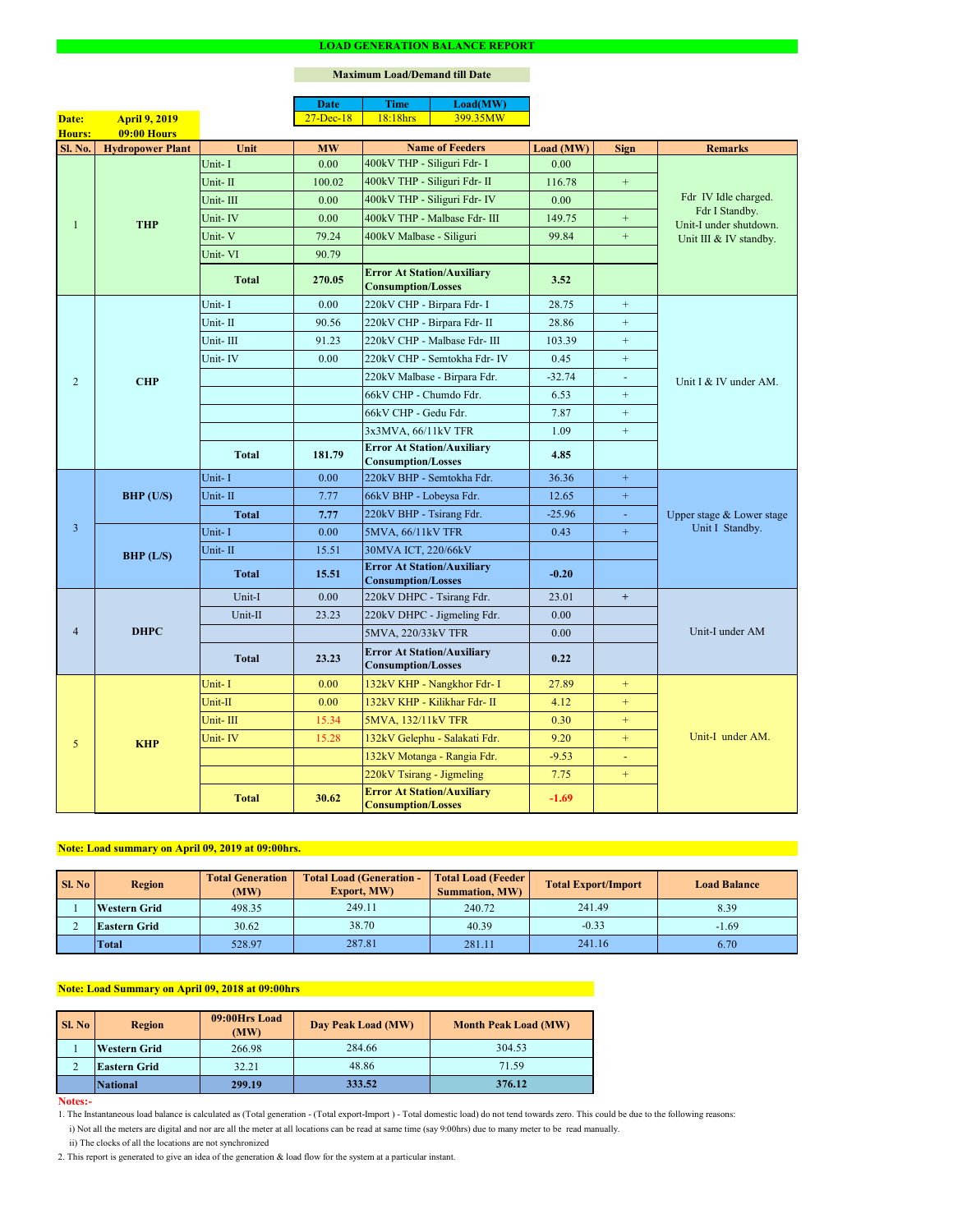# LOAD GENERATION BALANCE REPORT

**Maximum Load/Demand till Date**

| Date | Time | Load(MW) |
|---|---|---|
| 27-Dec-18 | 18:18hrs | 399.35MW |

**Date:** April 9, 2019
**Hours:** 09:00 Hours

| Sl. No. | Hydropower Plant | Unit | MW | Name of Feeders | Load (MW) | Sign | Remarks |
|---|---|---|---|---|---|---|---|
| 1 | THP | Unit- I | 0.00 | 400kV THP - Siliguri Fdr- I | 0.00 | | Fdr IV Idle charged. Fdr I Standby. Unit-I under shutdown. Unit III & IV standby. |
| | | Unit- II | 100.02 | 400kV THP - Siliguri Fdr- II | 116.78 | + | |
| | | Unit- III | 0.00 | 400kV THP - Siliguri Fdr- IV | 0.00 | | |
| | | Unit- IV | 0.00 | 400kV THP - Malbase Fdr- III | 149.75 | + | |
| | | Unit- V | 79.24 | 400kV Malbase - Siliguri | 99.84 | + | |
| | | Unit- VI | 90.79 | | | | |
| | | **Total** | **270.05** | **Error At Station/Auxiliary Consumption/Losses** | **3.52** | | |
| 2 | CHP | Unit- I | 0.00 | 220kV CHP - Birpara Fdr- I | 28.75 | + | Unit I & IV under AM. |
| | | Unit- II | 90.56 | 220kV CHP - Birpara Fdr- II | 28.86 | + | |
| | | Unit- III | 91.23 | 220kV CHP - Malbase Fdr- III | 103.39 | + | |
| | | Unit- IV | 0.00 | 220kV CHP - Semtokha Fdr- IV | 0.45 | + | |
| | | | | 220kV Malbase - Birpara Fdr. | -32.74 | - | |
| | | | | 66kV CHP - Chumdo Fdr. | 6.53 | + | |
| | | | | 66kV CHP - Gedu Fdr. | 7.87 | + | |
| | | | | 3x3MVA, 66/11kV TFR | 1.09 | + | |
| | | **Total** | **181.79** | **Error At Station/Auxiliary Consumption/Losses** | **4.85** | | |
| 3 | BHP (U/S) | Unit- I | 0.00 | 220kV BHP - Semtokha Fdr. | 36.36 | + | Upper stage & Lower stage Unit I Standby. |
| | | Unit- II | 7.77 | 66kV BHP - Lobeysa Fdr. | 12.65 | + | |
| | | **Total** | **7.77** | 220kV BHP - Tsirang Fdr. | -25.96 | - | |
| | BHP (L/S) | Unit- I | 0.00 | 5MVA, 66/11kV TFR | 0.43 | + | |
| | | Unit- II | 15.51 | 30MVA ICT, 220/66kV | | | |
| | | **Total** | **15.51** | **Error At Station/Auxiliary Consumption/Losses** | **-0.20** | | |
| 4 | DHPC | Unit-I | 0.00 | 220kV DHPC - Tsirang Fdr. | 23.01 | + | Unit-I under AM |
| | | Unit-II | 23.23 | 220kV DHPC - Jigmeling Fdr. | 0.00 | | |
| | | | | 5MVA, 220/33kV TFR | 0.00 | | |
| | | **Total** | **23.23** | **Error At Station/Auxiliary Consumption/Losses** | **0.22** | | |
| 5 | KHP | Unit- I | 0.00 | 132kV KHP - Nangkhor Fdr- I | 27.89 | + | Unit-I under AM. |
| | | Unit-II | 0.00 | 132kV KHP - Kilikhar Fdr- II | 4.12 | + | |
| | | Unit- III | 15.34 | 5MVA, 132/11kV TFR | 0.30 | + | |
| | | Unit- IV | 15.28 | 132kV Gelephu - Salakati Fdr. | 9.20 | + | |
| | | | | 132kV Motanga - Rangia Fdr. | -9.53 | - | |
| | | | | 220kV Tsirang - Jigmeling | 7.75 | + | |
| | | **Total** | **30.62** | **Error At Station/Auxiliary Consumption/Losses** | **-1.69** | | |

**Note: Load summary on April 09, 2019 at 09:00hrs.**

| Sl. No | Region | Total Generation (MW) | Total Load (Generation - Export, MW) | Total Load (Feeder Summation, MW) | Total Export/Import | Load Balance |
|---|---|---|---|---|---|---|
| 1 | **Western Grid** | 498.35 | 249.11 | 240.72 | 241.49 | 8.39 |
| 2 | **Eastern Grid** | 30.62 | 38.70 | 40.39 | -0.33 | -1.69 |
| | **Total** | 528.97 | 287.81 | 281.11 | 241.16 | 6.70 |

**Note: Load Summary on April 09, 2018 at 09:00hrs**

| Sl. No | Region | 09:00Hrs Load (MW) | Day Peak Load (MW) | Month Peak Load (MW) |
|---|---|---|---|---|
| 1 | **Western Grid** | 266.98 | 284.66 | 304.53 |
| 2 | **Eastern Grid** | 32.21 | 48.86 | 71.59 |
| | **National** | **299.19** | **333.52** | **376.12** |

**Notes:-**

1. The Instantaneous load balance is calculated as (Total generation - (Total export-Import ) - Total domestic load) do not tend towards zero. This could be due to the following reasons:
   i) Not all the meters are digital and nor are all the meter at all locations can be read at same time (say 9:00hrs) due to many meter to be read manually.
   ii) The clocks of all the locations are not synchronized
2. This report is generated to give an idea of the generation & load flow for the system at a particular instant.